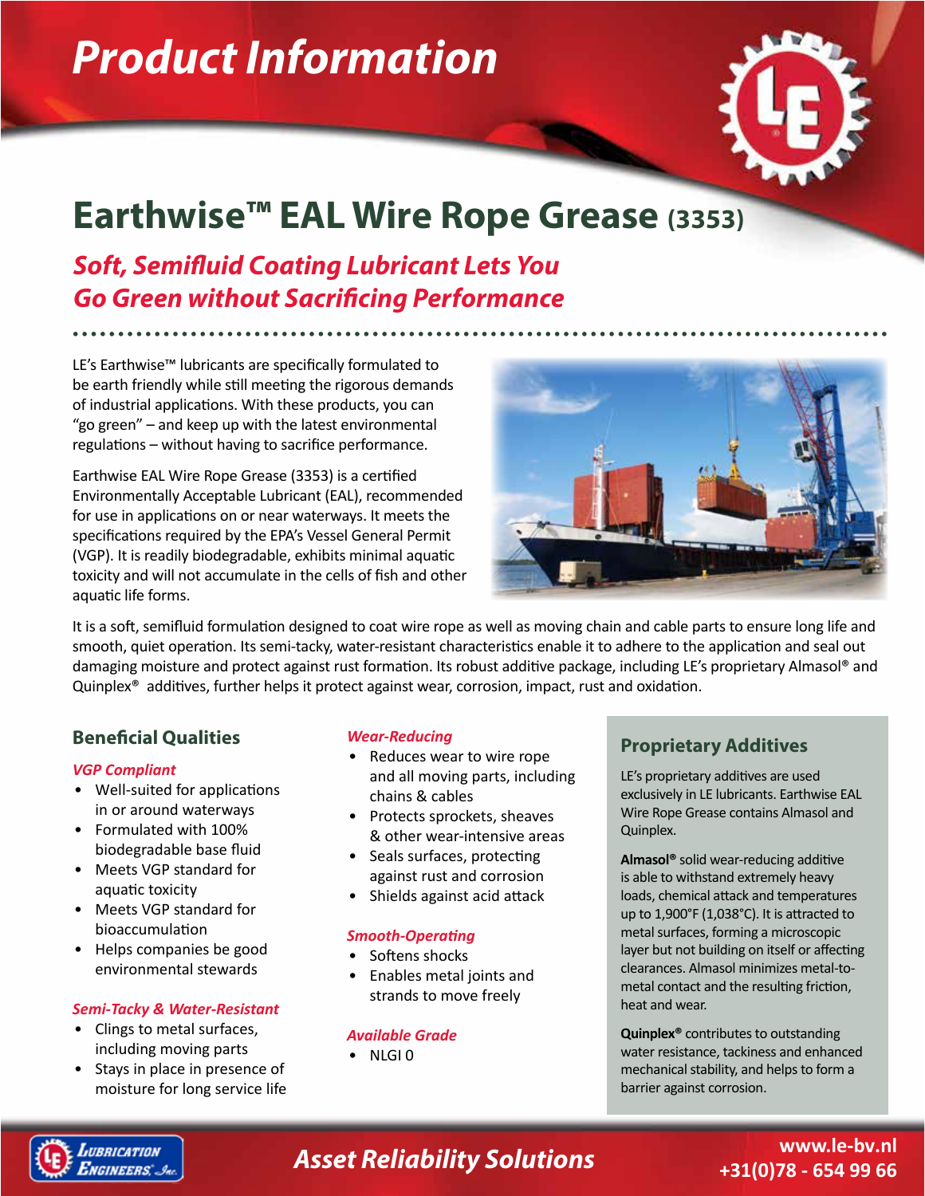# Product Information

# Earthwise™ EAL Wire Rope Grease (3353)

## *Soft, Semifluid Coating Lubricant Lets You Go Green without Sacrificing Performance*

LE's Earthwise™ lubricants are specifically formulated to be earth friendly while still meeting the rigorous demands of industrial applications. With these products, you can "go green" – and keep up with the latest environmental regulations – without having to sacrifice performance.

Earthwise EAL Wire Rope Grease (3353) is a certified Environmentally Acceptable Lubricant (EAL), recommended for use in applications on or near waterways. It meets the specifications required by the EPA's Vessel General Permit (VGP). It is readily biodegradable, exhibits minimal aquatic toxicity and will not accumulate in the cells of fish and other aquatic life forms.

It is a soft, semifluid formulation designed to coat wire rope as well as moving chain and cable parts to ensure long life and smooth, quiet operation. Its semi-tacky, water-resistant characteristics enable it to adhere to the application and seal out damaging moisture and protect against rust formation. Its robust additive package, including LE's proprietary Almasol® and Quinplex® additives, further helps it protect against wear, corrosion, impact, rust and oxidation.

## Beneficial Qualities

### *VGP Compliant*

- Well-suited for applications in or around waterways
- Formulated with 100% biodegradable base fluid
- Meets VGP standard for aquatic toxicity
- Meets VGP standard for bioaccumulation
- Helps companies be good environmental stewards

### *Semi-Tacky & Water-Resistant*

- Clings to metal surfaces, including moving parts
- Stays in place in presence of moisture for long service life

### *Wear-Reducing*

- Reduces wear to wire rope and all moving parts, including chains & cables
- Protects sprockets, sheaves & other wear-intensive areas
- Seals surfaces, protecting against rust and corrosion
- Shields against acid attack

### *Smooth-Operating*

- Softens shocks
- Enables metal joints and strands to move freely

### *Available Grade*

- NLGI 0

## Proprietary Additives

LE's proprietary additives are used exclusively in LE lubricants. Earthwise EAL Wire Rope Grease contains Almasol and Quinplex.

**Almasol®** solid wear-reducing additive is able to withstand extremely heavy loads, chemical attack and temperatures up to 1,900°F (1,038°C). It is attracted to metal surfaces, forming a microscopic layer but not building on itself or affecting clearances. Almasol minimizes metal-to-metal contact and the resulting friction, heat and wear.

**Quinplex®** contributes to outstanding water resistance, tackiness and enhanced mechanical stability, and helps to form a barrier against corrosion.

Asset Reliability Solutions

www.le-bv.nl
+31(0)78 - 654 99 66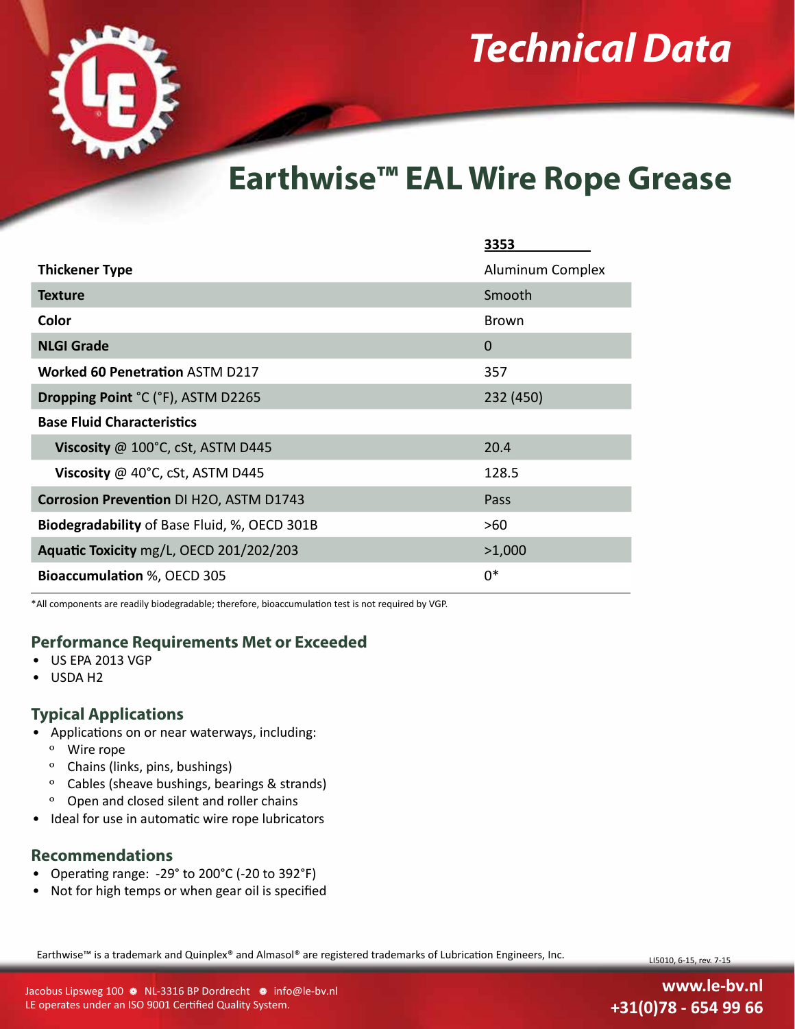# Technical Data

## Earthwise™ EAL Wire Rope Grease

| | **3353** |
|---|---|
| **Thickener Type** | Aluminum Complex |
| **Texture** | Smooth |
| **Color** | Brown |
| **NLGI Grade** | 0 |
| **Worked 60 Penetration** ASTM D217 | 357 |
| **Dropping Point** °C (°F), ASTM D2265 | 232 (450) |
| **Base Fluid Characteristics** | |
| **Viscosity** @ 100°C, cSt, ASTM D445 | 20.4 |
| **Viscosity** @ 40°C, cSt, ASTM D445 | 128.5 |
| **Corrosion Prevention** DI H2O, ASTM D1743 | Pass |
| **Biodegradability** of Base Fluid, %, OECD 301B | >60 |
| **Aquatic Toxicity** mg/L, OECD 201/202/203 | >1,000 |
| **Bioaccumulation** %, OECD 305 | 0* |

*All components are readily biodegradable; therefore, bioaccumulation test is not required by VGP.

### Performance Requirements Met or Exceeded

- US EPA 2013 VGP
- USDA H2

### Typical Applications

- Applications on or near waterways, including:
  - Wire rope
  - Chains (links, pins, bushings)
  - Cables (sheave bushings, bearings & strands)
  - Open and closed silent and roller chains
- Ideal for use in automatic wire rope lubricators

### Recommendations

- Operating range: -29° to 200°C (-20 to 392°F)
- Not for high temps or when gear oil is specified

Earthwise™ is a trademark and Quinplex® and Almasol® are registered trademarks of Lubrication Engineers, Inc.

LI5010, 6-15, rev. 7-15

Jacobus Lipsweg 100 • NL-3316 BP Dordrecht • info@le-bv.nl
LE operates under an ISO 9001 Certified Quality System.

**www.le-bv.nl**
**+31(0)78 - 654 99 66**